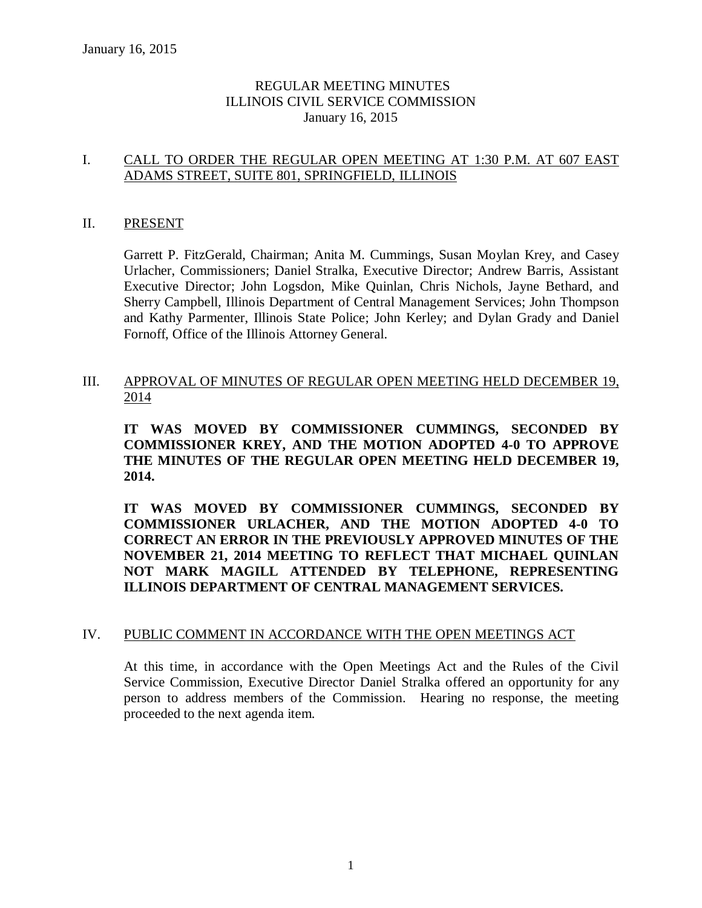# REGULAR MEETING MINUTES
# ILLINOIS CIVIL SERVICE COMMISSION
# January 16, 2015

## I. CALL TO ORDER THE REGULAR OPEN MEETING AT 1:30 P.M. AT 607 EAST ADAMS STREET, SUITE 801, SPRINGFIELD, ILLINOIS

## II. PRESENT

Garrett P. FitzGerald, Chairman; Anita M. Cummings, Susan Moylan Krey, and Casey Urlacher, Commissioners; Daniel Stralka, Executive Director; Andrew Barris, Assistant Executive Director; John Logsdon, Mike Quinlan, Chris Nichols, Jayne Bethard, and Sherry Campbell, Illinois Department of Central Management Services; John Thompson and Kathy Parmenter, Illinois State Police; John Kerley; and Dylan Grady and Daniel Fornoff, Office of the Illinois Attorney General.

## III. APPROVAL OF MINUTES OF REGULAR OPEN MEETING HELD DECEMBER 19, 2014

**IT WAS MOVED BY COMMISSIONER CUMMINGS, SECONDED BY COMMISSIONER KREY, AND THE MOTION ADOPTED 4-0 TO APPROVE THE MINUTES OF THE REGULAR OPEN MEETING HELD DECEMBER 19, 2014.**

**IT WAS MOVED BY COMMISSIONER CUMMINGS, SECONDED BY COMMISSIONER URLACHER, AND THE MOTION ADOPTED 4-0 TO CORRECT AN ERROR IN THE PREVIOUSLY APPROVED MINUTES OF THE NOVEMBER 21, 2014 MEETING TO REFLECT THAT MICHAEL QUINLAN NOT MARK MAGILL ATTENDED BY TELEPHONE, REPRESENTING ILLINOIS DEPARTMENT OF CENTRAL MANAGEMENT SERVICES.**

## IV. PUBLIC COMMENT IN ACCORDANCE WITH THE OPEN MEETINGS ACT

At this time, in accordance with the Open Meetings Act and the Rules of the Civil Service Commission, Executive Director Daniel Stralka offered an opportunity for any person to address members of the Commission. Hearing no response, the meeting proceeded to the next agenda item.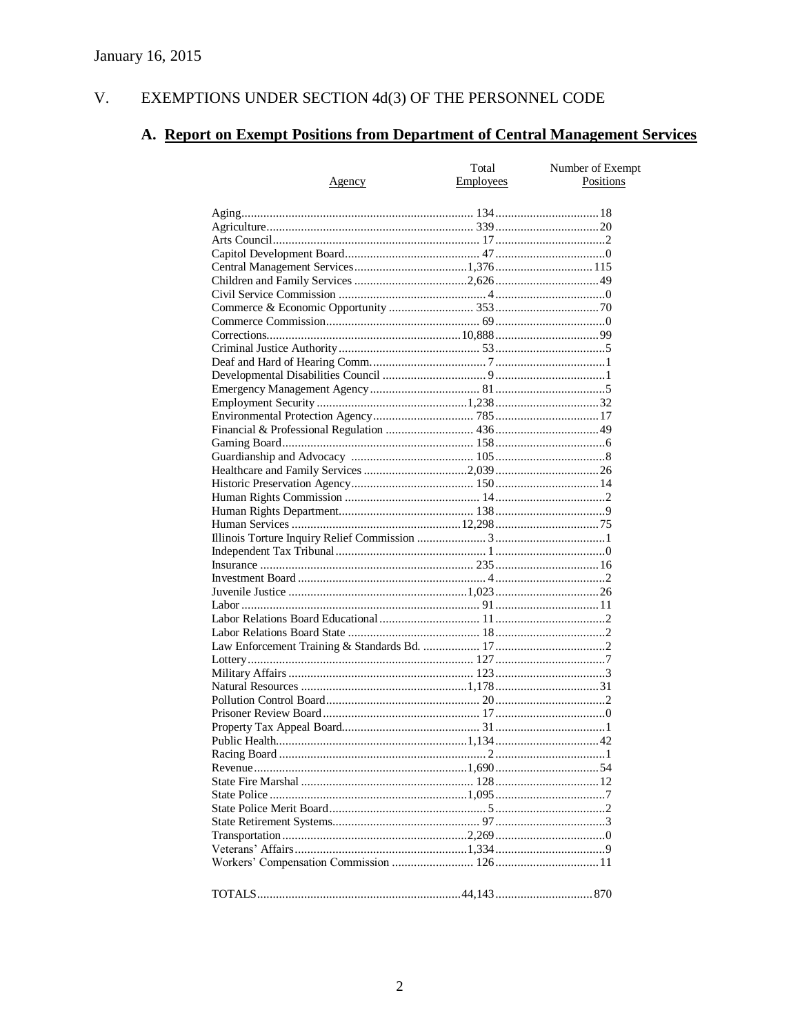January 16, 2015

## V. EXEMPTIONS UNDER SECTION 4d(3) OF THE PERSONNEL CODE

### A. Report on Exempt Positions from Department of Central Management Services

| Agency | Total Employees | Number of Exempt Positions |
|---|---|---|
| Aging | 134 | 18 |
| Agriculture | 339 | 20 |
| Arts Council | 17 | 2 |
| Capitol Development Board | 47 | 0 |
| Central Management Services | 1,376 | 115 |
| Children and Family Services | 2,626 | 49 |
| Civil Service Commission | 4 | 0 |
| Commerce & Economic Opportunity | 353 | 70 |
| Commerce Commission | 69 | 0 |
| Corrections | 10,888 | 99 |
| Criminal Justice Authority | 53 | 5 |
| Deaf and Hard of Hearing Comm. | 7 | 1 |
| Developmental Disabilities Council | 9 | 1 |
| Emergency Management Agency | 81 | 5 |
| Employment Security | 1,238 | 32 |
| Environmental Protection Agency | 785 | 17 |
| Financial & Professional Regulation | 436 | 49 |
| Gaming Board | 158 | 6 |
| Guardianship and Advocacy | 105 | 8 |
| Healthcare and Family Services | 2,039 | 26 |
| Historic Preservation Agency | 150 | 14 |
| Human Rights Commission | 14 | 2 |
| Human Rights Department | 138 | 9 |
| Human Services | 12,298 | 75 |
| Illinois Torture Inquiry Relief Commission | 3 | 1 |
| Independent Tax Tribunal | 1 | 0 |
| Insurance | 235 | 16 |
| Investment Board | 4 | 2 |
| Juvenile Justice | 1,023 | 26 |
| Labor | 91 | 11 |
| Labor Relations Board Educational | 11 | 2 |
| Labor Relations Board State | 18 | 2 |
| Law Enforcement Training & Standards Bd. | 17 | 2 |
| Lottery | 127 | 7 |
| Military Affairs | 123 | 3 |
| Natural Resources | 1,178 | 31 |
| Pollution Control Board | 20 | 2 |
| Prisoner Review Board | 17 | 0 |
| Property Tax Appeal Board | 31 | 1 |
| Public Health | 1,134 | 42 |
| Racing Board | 2 | 1 |
| Revenue | 1,690 | 54 |
| State Fire Marshal | 128 | 12 |
| State Police | 1,095 | 7 |
| State Police Merit Board | 5 | 2 |
| State Retirement Systems | 97 | 3 |
| Transportation | 2,269 | 0 |
| Veterans' Affairs | 1,334 | 9 |
| Workers' Compensation Commission | 126 | 11 |
| TOTALS | 44,143 | 870 |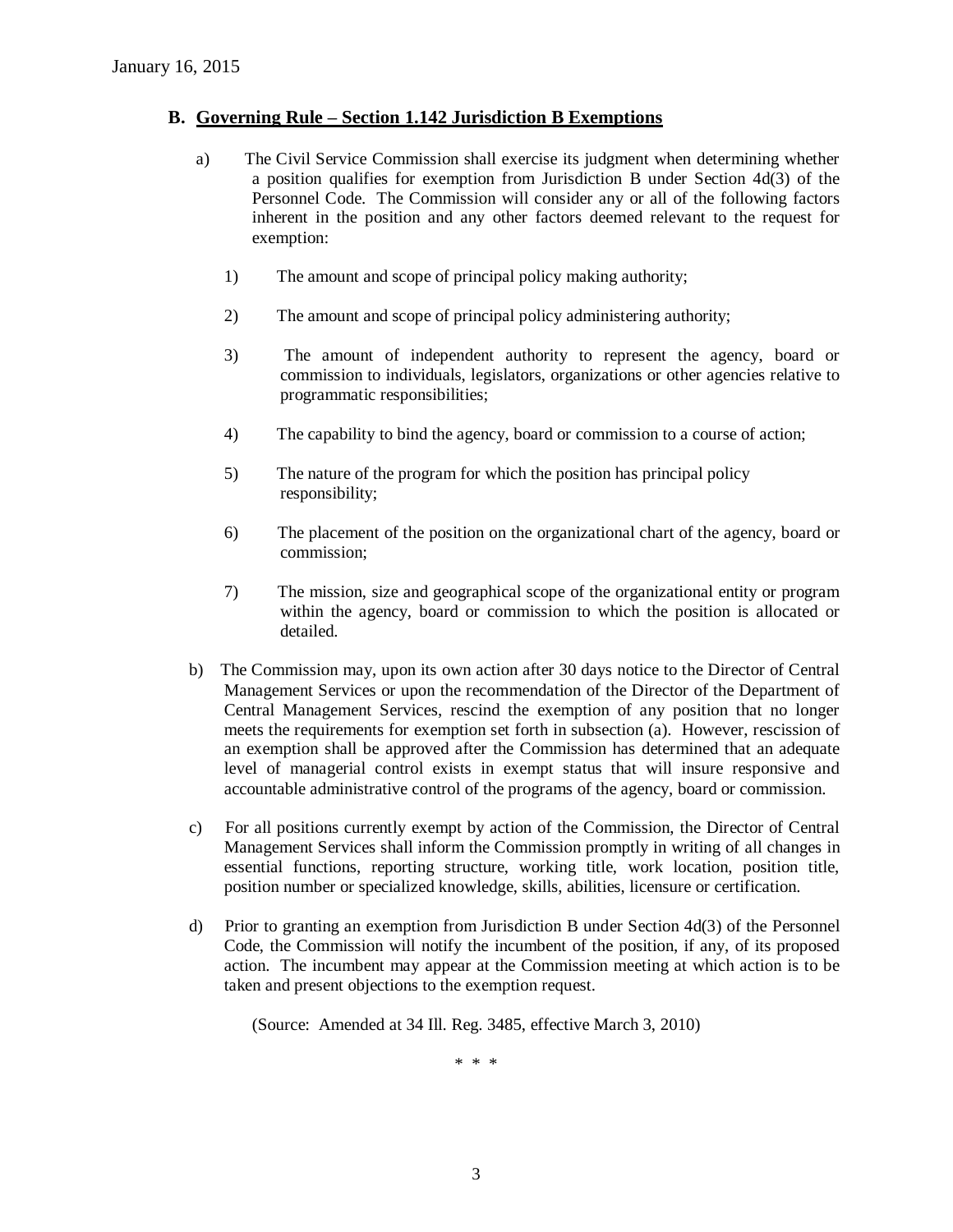January 16, 2015

## B. Governing Rule – Section 1.142 Jurisdiction B Exemptions

a) The Civil Service Commission shall exercise its judgment when determining whether a position qualifies for exemption from Jurisdiction B under Section 4d(3) of the Personnel Code. The Commission will consider any or all of the following factors inherent in the position and any other factors deemed relevant to the request for exemption:

1) The amount and scope of principal policy making authority;

2) The amount and scope of principal policy administering authority;

3) The amount of independent authority to represent the agency, board or commission to individuals, legislators, organizations or other agencies relative to programmatic responsibilities;

4) The capability to bind the agency, board or commission to a course of action;

5) The nature of the program for which the position has principal policy responsibility;

6) The placement of the position on the organizational chart of the agency, board or commission;

7) The mission, size and geographical scope of the organizational entity or program within the agency, board or commission to which the position is allocated or detailed.

b) The Commission may, upon its own action after 30 days notice to the Director of Central Management Services or upon the recommendation of the Director of the Department of Central Management Services, rescind the exemption of any position that no longer meets the requirements for exemption set forth in subsection (a). However, rescission of an exemption shall be approved after the Commission has determined that an adequate level of managerial control exists in exempt status that will insure responsive and accountable administrative control of the programs of the agency, board or commission.

c) For all positions currently exempt by action of the Commission, the Director of Central Management Services shall inform the Commission promptly in writing of all changes in essential functions, reporting structure, working title, work location, position title, position number or specialized knowledge, skills, abilities, licensure or certification.

d) Prior to granting an exemption from Jurisdiction B under Section 4d(3) of the Personnel Code, the Commission will notify the incumbent of the position, if any, of its proposed action. The incumbent may appear at the Commission meeting at which action is to be taken and present objections to the exemption request.

(Source: Amended at 34 Ill. Reg. 3485, effective March 3, 2010)

\* \* \*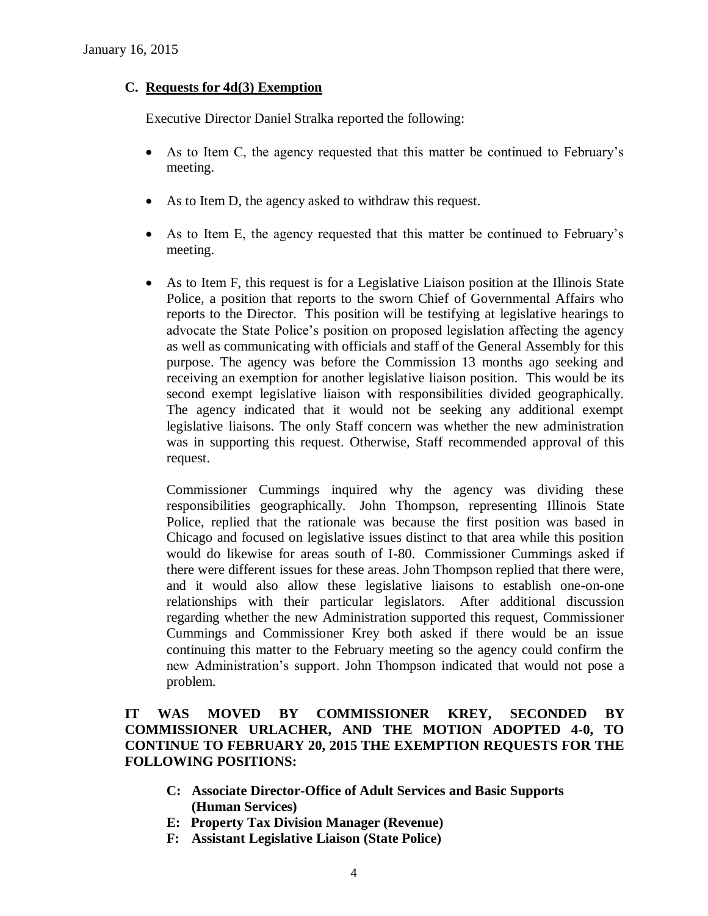January 16, 2015

### C. Requests for 4d(3) Exemption

Executive Director Daniel Stralka reported the following:

- As to Item C, the agency requested that this matter be continued to February's meeting.
- As to Item D, the agency asked to withdraw this request.
- As to Item E, the agency requested that this matter be continued to February's meeting.
- As to Item F, this request is for a Legislative Liaison position at the Illinois State Police, a position that reports to the sworn Chief of Governmental Affairs who reports to the Director. This position will be testifying at legislative hearings to advocate the State Police's position on proposed legislation affecting the agency as well as communicating with officials and staff of the General Assembly for this purpose. The agency was before the Commission 13 months ago seeking and receiving an exemption for another legislative liaison position. This would be its second exempt legislative liaison with responsibilities divided geographically. The agency indicated that it would not be seeking any additional exempt legislative liaisons. The only Staff concern was whether the new administration was in supporting this request. Otherwise, Staff recommended approval of this request.

  Commissioner Cummings inquired why the agency was dividing these responsibilities geographically. John Thompson, representing Illinois State Police, replied that the rationale was because the first position was based in Chicago and focused on legislative issues distinct to that area while this position would do likewise for areas south of I-80. Commissioner Cummings asked if there were different issues for these areas. John Thompson replied that there were, and it would also allow these legislative liaisons to establish one-on-one relationships with their particular legislators. After additional discussion regarding whether the new Administration supported this request, Commissioner Cummings and Commissioner Krey both asked if there would be an issue continuing this matter to the February meeting so the agency could confirm the new Administration's support. John Thompson indicated that would not pose a problem.

**IT WAS MOVED BY COMMISSIONER KREY, SECONDED BY COMMISSIONER URLACHER, AND THE MOTION ADOPTED 4-0, TO CONTINUE TO FEBRUARY 20, 2015 THE EXEMPTION REQUESTS FOR THE FOLLOWING POSITIONS:**

- **C: Associate Director-Office of Adult Services and Basic Supports (Human Services)**
- **E: Property Tax Division Manager (Revenue)**
- **F: Assistant Legislative Liaison (State Police)**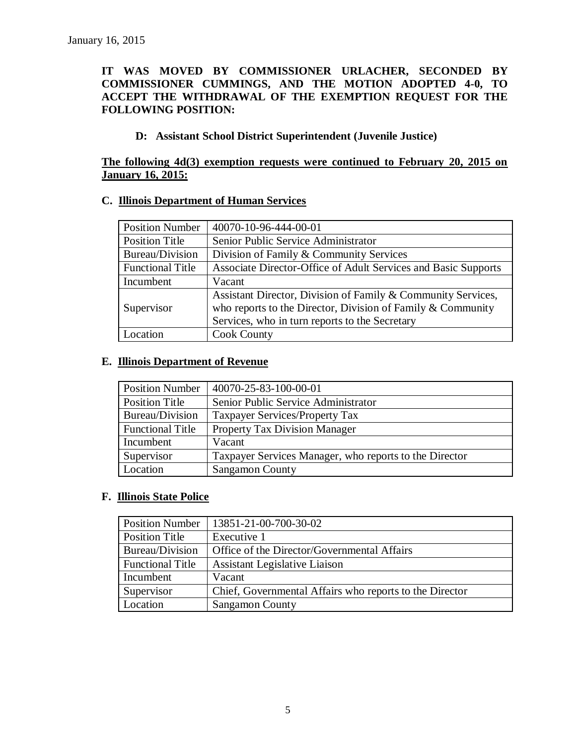January 16, 2015

**IT WAS MOVED BY COMMISSIONER URLACHER, SECONDED BY COMMISSIONER CUMMINGS, AND THE MOTION ADOPTED 4-0, TO ACCEPT THE WITHDRAWAL OF THE EXEMPTION REQUEST FOR THE FOLLOWING POSITION:**

**D: Assistant School District Superintendent (Juvenile Justice)**

**The following 4d(3) exemption requests were continued to February 20, 2015 on January 16, 2015:**

**C. Illinois Department of Human Services**

| Position Number | 40070-10-96-444-00-01 |
|---|---|
| Position Title | Senior Public Service Administrator |
| Bureau/Division | Division of Family & Community Services |
| Functional Title | Associate Director-Office of Adult Services and Basic Supports |
| Incumbent | Vacant |
| Supervisor | Assistant Director, Division of Family & Community Services, who reports to the Director, Division of Family & Community Services, who in turn reports to the Secretary |
| Location | Cook County |

**E. Illinois Department of Revenue**

| Position Number | 40070-25-83-100-00-01 |
|---|---|
| Position Title | Senior Public Service Administrator |
| Bureau/Division | Taxpayer Services/Property Tax |
| Functional Title | Property Tax Division Manager |
| Incumbent | Vacant |
| Supervisor | Taxpayer Services Manager, who reports to the Director |
| Location | Sangamon County |

**F. Illinois State Police**

| Position Number | 13851-21-00-700-30-02 |
|---|---|
| Position Title | Executive 1 |
| Bureau/Division | Office of the Director/Governmental Affairs |
| Functional Title | Assistant Legislative Liaison |
| Incumbent | Vacant |
| Supervisor | Chief, Governmental Affairs who reports to the Director |
| Location | Sangamon County |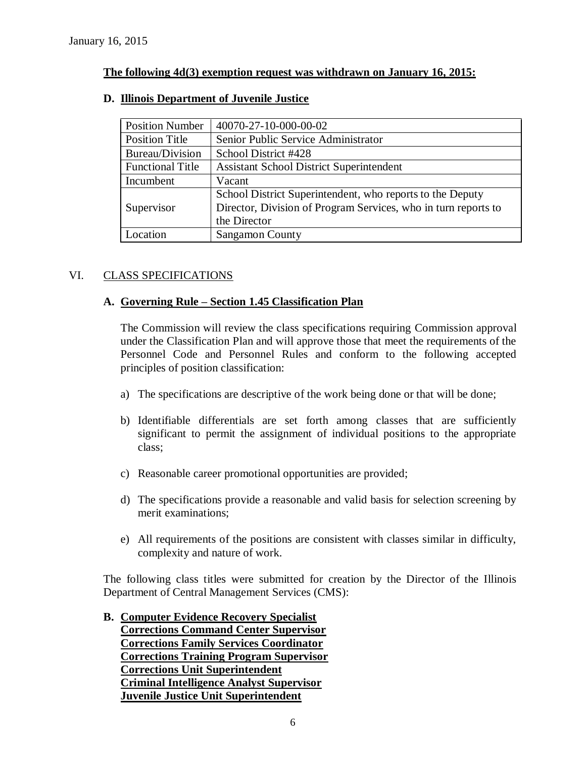January 16, 2015

**The following 4d(3) exemption request was withdrawn on January 16, 2015:**

**D. Illinois Department of Juvenile Justice**

| | |
|---|---|
| Position Number | 40070-27-10-000-00-02 |
| Position Title | Senior Public Service Administrator |
| Bureau/Division | School District #428 |
| Functional Title | Assistant School District Superintendent |
| Incumbent | Vacant |
| Supervisor | School District Superintendent, who reports to the Deputy Director, Division of Program Services, who in turn reports to the Director |
| Location | Sangamon County |

## VI. CLASS SPECIFICATIONS

**A. Governing Rule – Section 1.45 Classification Plan**

The Commission will review the class specifications requiring Commission approval under the Classification Plan and will approve those that meet the requirements of the Personnel Code and Personnel Rules and conform to the following accepted principles of position classification:

a) The specifications are descriptive of the work being done or that will be done;

b) Identifiable differentials are set forth among classes that are sufficiently significant to permit the assignment of individual positions to the appropriate class;

c) Reasonable career promotional opportunities are provided;

d) The specifications provide a reasonable and valid basis for selection screening by merit examinations;

e) All requirements of the positions are consistent with classes similar in difficulty, complexity and nature of work.

The following class titles were submitted for creation by the Director of the Illinois Department of Central Management Services (CMS):

**B. Computer Evidence Recovery Specialist**
**Corrections Command Center Supervisor**
**Corrections Family Services Coordinator**
**Corrections Training Program Supervisor**
**Corrections Unit Superintendent**
**Criminal Intelligence Analyst Supervisor**
**Juvenile Justice Unit Superintendent**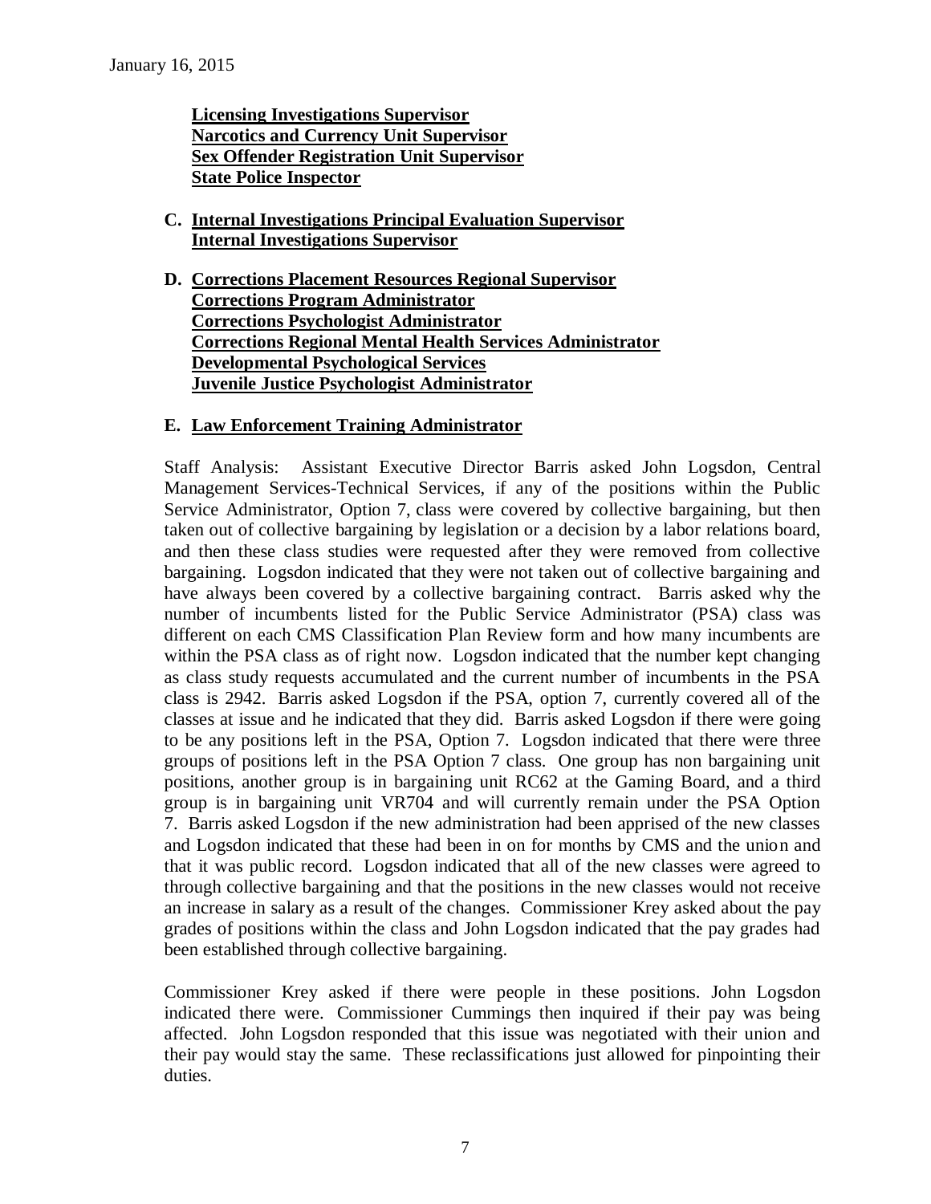January 16, 2015

**Licensing Investigations Supervisor**
**Narcotics and Currency Unit Supervisor**
**Sex Offender Registration Unit Supervisor**
**State Police Inspector**

C. **Internal Investigations Principal Evaluation Supervisor**
**Internal Investigations Supervisor**

D. **Corrections Placement Resources Regional Supervisor**
**Corrections Program Administrator**
**Corrections Psychologist Administrator**
**Corrections Regional Mental Health Services Administrator**
**Developmental Psychological Services**
**Juvenile Justice Psychologist Administrator**

E. **Law Enforcement Training Administrator**

Staff Analysis: Assistant Executive Director Barris asked John Logsdon, Central Management Services-Technical Services, if any of the positions within the Public Service Administrator, Option 7, class were covered by collective bargaining, but then taken out of collective bargaining by legislation or a decision by a labor relations board, and then these class studies were requested after they were removed from collective bargaining. Logsdon indicated that they were not taken out of collective bargaining and have always been covered by a collective bargaining contract. Barris asked why the number of incumbents listed for the Public Service Administrator (PSA) class was different on each CMS Classification Plan Review form and how many incumbents are within the PSA class as of right now. Logsdon indicated that the number kept changing as class study requests accumulated and the current number of incumbents in the PSA class is 2942. Barris asked Logsdon if the PSA, option 7, currently covered all of the classes at issue and he indicated that they did. Barris asked Logsdon if there were going to be any positions left in the PSA, Option 7. Logsdon indicated that there were three groups of positions left in the PSA Option 7 class. One group has non bargaining unit positions, another group is in bargaining unit RC62 at the Gaming Board, and a third group is in bargaining unit VR704 and will currently remain under the PSA Option 7. Barris asked Logsdon if the new administration had been apprised of the new classes and Logsdon indicated that these had been in on for months by CMS and the union and that it was public record. Logsdon indicated that all of the new classes were agreed to through collective bargaining and that the positions in the new classes would not receive an increase in salary as a result of the changes. Commissioner Krey asked about the pay grades of positions within the class and John Logsdon indicated that the pay grades had been established through collective bargaining.

Commissioner Krey asked if there were people in these positions. John Logsdon indicated there were. Commissioner Cummings then inquired if their pay was being affected. John Logsdon responded that this issue was negotiated with their union and their pay would stay the same. These reclassifications just allowed for pinpointing their duties.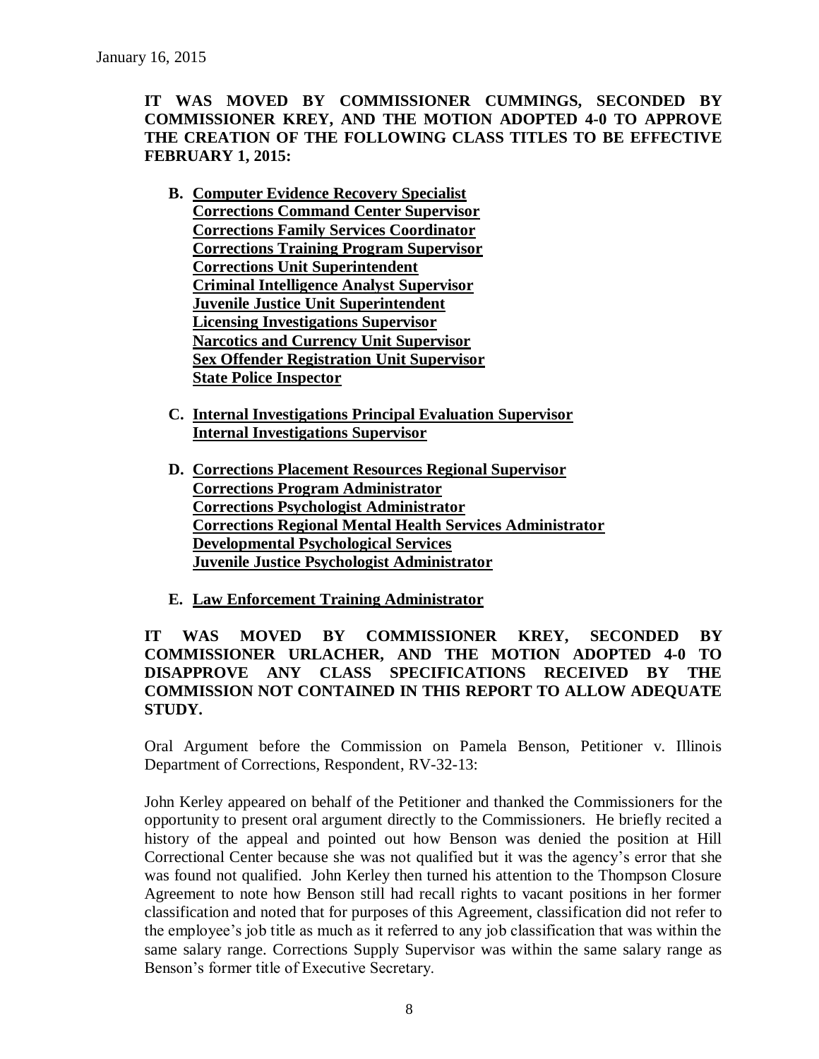**IT WAS MOVED BY COMMISSIONER CUMMINGS, SECONDED BY COMMISSIONER KREY, AND THE MOTION ADOPTED 4-0 TO APPROVE THE CREATION OF THE FOLLOWING CLASS TITLES TO BE EFFECTIVE FEBRUARY 1, 2015:**

- **B. Computer Evidence Recovery Specialist**
  **Corrections Command Center Supervisor**
  **Corrections Family Services Coordinator**
  **Corrections Training Program Supervisor**
  **Corrections Unit Superintendent**
  **Criminal Intelligence Analyst Supervisor**
  **Juvenile Justice Unit Superintendent**
  **Licensing Investigations Supervisor**
  **Narcotics and Currency Unit Supervisor**
  **Sex Offender Registration Unit Supervisor**
  **State Police Inspector**

- **C. Internal Investigations Principal Evaluation Supervisor**
  **Internal Investigations Supervisor**

- **D. Corrections Placement Resources Regional Supervisor**
  **Corrections Program Administrator**
  **Corrections Psychologist Administrator**
  **Corrections Regional Mental Health Services Administrator**
  **Developmental Psychological Services**
  **Juvenile Justice Psychologist Administrator**

- **E. Law Enforcement Training Administrator**

**IT WAS MOVED BY COMMISSIONER KREY, SECONDED BY COMMISSIONER URLACHER, AND THE MOTION ADOPTED 4-0 TO DISAPPROVE ANY CLASS SPECIFICATIONS RECEIVED BY THE COMMISSION NOT CONTAINED IN THIS REPORT TO ALLOW ADEQUATE STUDY.**

Oral Argument before the Commission on Pamela Benson, Petitioner v. Illinois Department of Corrections, Respondent, RV-32-13:

John Kerley appeared on behalf of the Petitioner and thanked the Commissioners for the opportunity to present oral argument directly to the Commissioners. He briefly recited a history of the appeal and pointed out how Benson was denied the position at Hill Correctional Center because she was not qualified but it was the agency's error that she was found not qualified. John Kerley then turned his attention to the Thompson Closure Agreement to note how Benson still had recall rights to vacant positions in her former classification and noted that for purposes of this Agreement, classification did not refer to the employee's job title as much as it referred to any job classification that was within the same salary range. Corrections Supply Supervisor was within the same salary range as Benson's former title of Executive Secretary.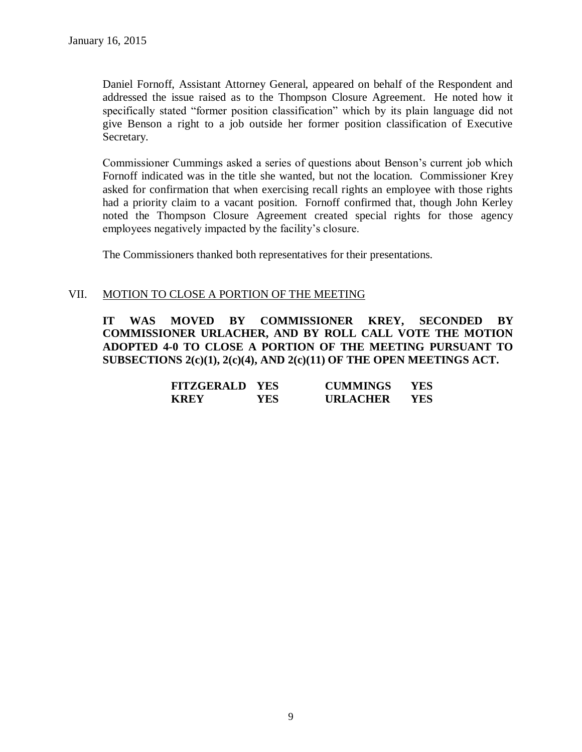Daniel Fornoff, Assistant Attorney General, appeared on behalf of the Respondent and addressed the issue raised as to the Thompson Closure Agreement. He noted how it specifically stated "former position classification" which by its plain language did not give Benson a right to a job outside her former position classification of Executive Secretary.

Commissioner Cummings asked a series of questions about Benson's current job which Fornoff indicated was in the title she wanted, but not the location. Commissioner Krey asked for confirmation that when exercising recall rights an employee with those rights had a priority claim to a vacant position. Fornoff confirmed that, though John Kerley noted the Thompson Closure Agreement created special rights for those agency employees negatively impacted by the facility's closure.

The Commissioners thanked both representatives for their presentations.

## VII. MOTION TO CLOSE A PORTION OF THE MEETING

**IT WAS MOVED BY COMMISSIONER KREY, SECONDED BY COMMISSIONER URLACHER, AND BY ROLL CALL VOTE THE MOTION ADOPTED 4-0 TO CLOSE A PORTION OF THE MEETING PURSUANT TO SUBSECTIONS 2(c)(1), 2(c)(4), AND 2(c)(11) OF THE OPEN MEETINGS ACT.**

| | | | |
|---|---|---|---|
| **FITZGERALD** | **YES** | **CUMMINGS** | **YES** |
| **KREY** | **YES** | **URLACHER** | **YES** |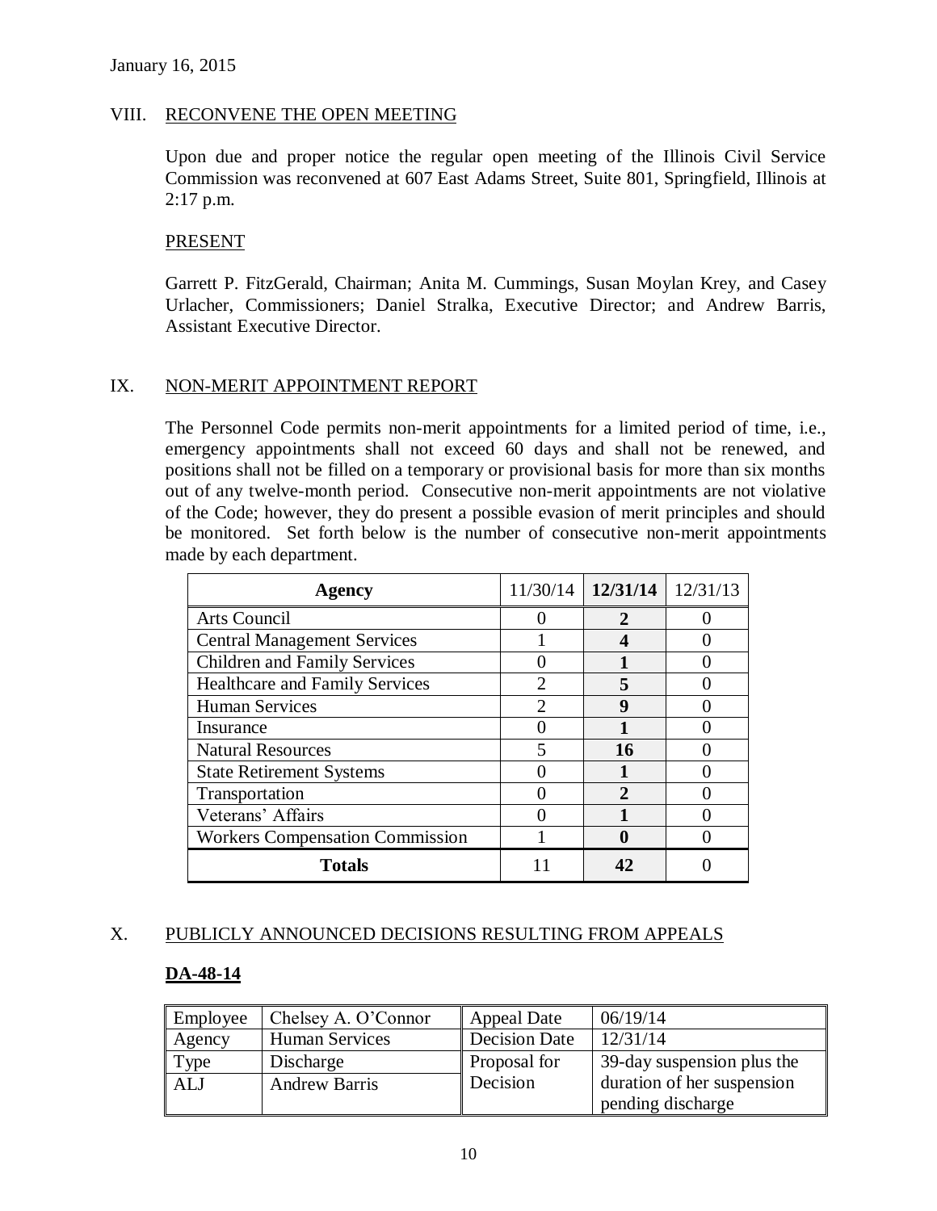January 16, 2015

## VIII. RECONVENE THE OPEN MEETING

Upon due and proper notice the regular open meeting of the Illinois Civil Service Commission was reconvened at 607 East Adams Street, Suite 801, Springfield, Illinois at 2:17 p.m.

### PRESENT

Garrett P. FitzGerald, Chairman; Anita M. Cummings, Susan Moylan Krey, and Casey Urlacher, Commissioners; Daniel Stralka, Executive Director; and Andrew Barris, Assistant Executive Director.

## IX. NON-MERIT APPOINTMENT REPORT

The Personnel Code permits non-merit appointments for a limited period of time, i.e., emergency appointments shall not exceed 60 days and shall not be renewed, and positions shall not be filled on a temporary or provisional basis for more than six months out of any twelve-month period. Consecutive non-merit appointments are not violative of the Code; however, they do present a possible evasion of merit principles and should be monitored. Set forth below is the number of consecutive non-merit appointments made by each department.

| Agency | 11/30/14 | **12/31/14** | 12/31/13 |
|---|---|---|---|
| Arts Council | 0 | **2** | 0 |
| Central Management Services | 1 | **4** | 0 |
| Children and Family Services | 0 | **1** | 0 |
| Healthcare and Family Services | 2 | **5** | 0 |
| Human Services | 2 | **9** | 0 |
| Insurance | 0 | **1** | 0 |
| Natural Resources | 5 | **16** | 0 |
| State Retirement Systems | 0 | **1** | 0 |
| Transportation | 0 | **2** | 0 |
| Veterans' Affairs | 0 | **1** | 0 |
| Workers Compensation Commission | 1 | **0** | 0 |
| **Totals** | 11 | **42** | 0 |

## X. PUBLICLY ANNOUNCED DECISIONS RESULTING FROM APPEALS

### DA-48-14

| Employee | Chelsey A. O'Connor | Appeal Date | 06/19/14 |
|---|---|---|---|
| Agency | Human Services | Decision Date | 12/31/14 |
| Type | Discharge | Proposal for Decision | 39-day suspension plus the duration of her suspension pending discharge |
| ALJ | Andrew Barris | | |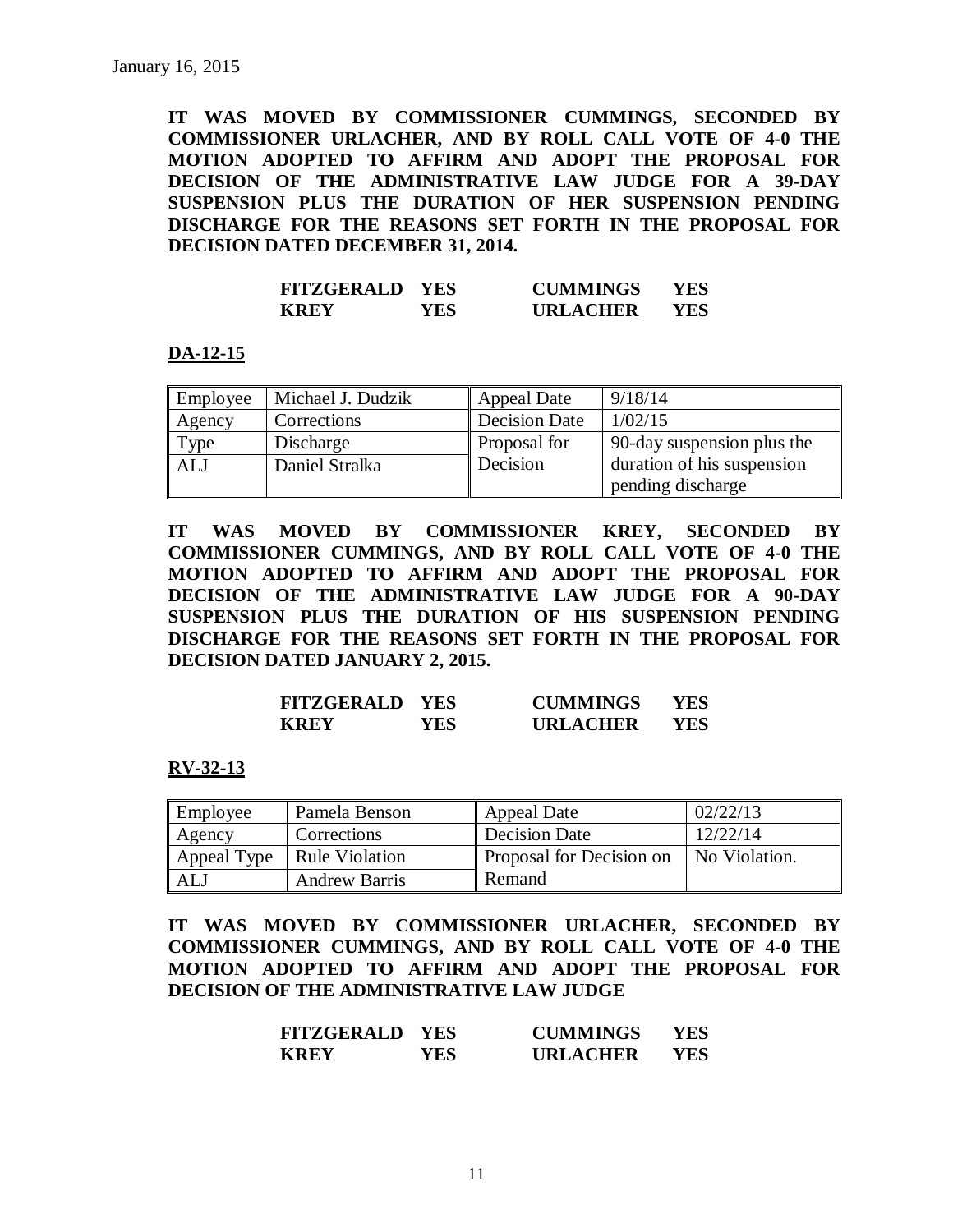**IT WAS MOVED BY COMMISSIONER CUMMINGS, SECONDED BY COMMISSIONER URLACHER, AND BY ROLL CALL VOTE OF 4-0 THE MOTION ADOPTED TO AFFIRM AND ADOPT THE PROPOSAL FOR DECISION OF THE ADMINISTRATIVE LAW JUDGE FOR A 39-DAY SUSPENSION PLUS THE DURATION OF HER SUSPENSION PENDING DISCHARGE FOR THE REASONS SET FORTH IN THE PROPOSAL FOR DECISION DATED DECEMBER 31, 2014.**

| | | | |
|---|---|---|---|
| **FITZGERALD** | **YES** | **CUMMINGS** | **YES** |
| **KREY** | **YES** | **URLACHER** | **YES** |

**DA-12-15**

| Employee | Michael J. Dudzik | Appeal Date | 9/18/14 |
|---|---|---|---|
| Agency | Corrections | Decision Date | 1/02/15 |
| Type | Discharge | Proposal for Decision | 90-day suspension plus the duration of his suspension pending discharge |
| ALJ | Daniel Stralka | | |

**IT WAS MOVED BY COMMISSIONER KREY, SECONDED BY COMMISSIONER CUMMINGS, AND BY ROLL CALL VOTE OF 4-0 THE MOTION ADOPTED TO AFFIRM AND ADOPT THE PROPOSAL FOR DECISION OF THE ADMINISTRATIVE LAW JUDGE FOR A 90-DAY SUSPENSION PLUS THE DURATION OF HIS SUSPENSION PENDING DISCHARGE FOR THE REASONS SET FORTH IN THE PROPOSAL FOR DECISION DATED JANUARY 2, 2015.**

| | | | |
|---|---|---|---|
| **FITZGERALD** | **YES** | **CUMMINGS** | **YES** |
| **KREY** | **YES** | **URLACHER** | **YES** |

**RV-32-13**

| Employee | Pamela Benson | Appeal Date | 02/22/13 |
|---|---|---|---|
| Agency | Corrections | Decision Date | 12/22/14 |
| Appeal Type | Rule Violation | Proposal for Decision on Remand | No Violation. |
| ALJ | Andrew Barris | | |

**IT WAS MOVED BY COMMISSIONER URLACHER, SECONDED BY COMMISSIONER CUMMINGS, AND BY ROLL CALL VOTE OF 4-0 THE MOTION ADOPTED TO AFFIRM AND ADOPT THE PROPOSAL FOR DECISION OF THE ADMINISTRATIVE LAW JUDGE**

| | | | |
|---|---|---|---|
| **FITZGERALD** | **YES** | **CUMMINGS** | **YES** |
| **KREY** | **YES** | **URLACHER** | **YES** |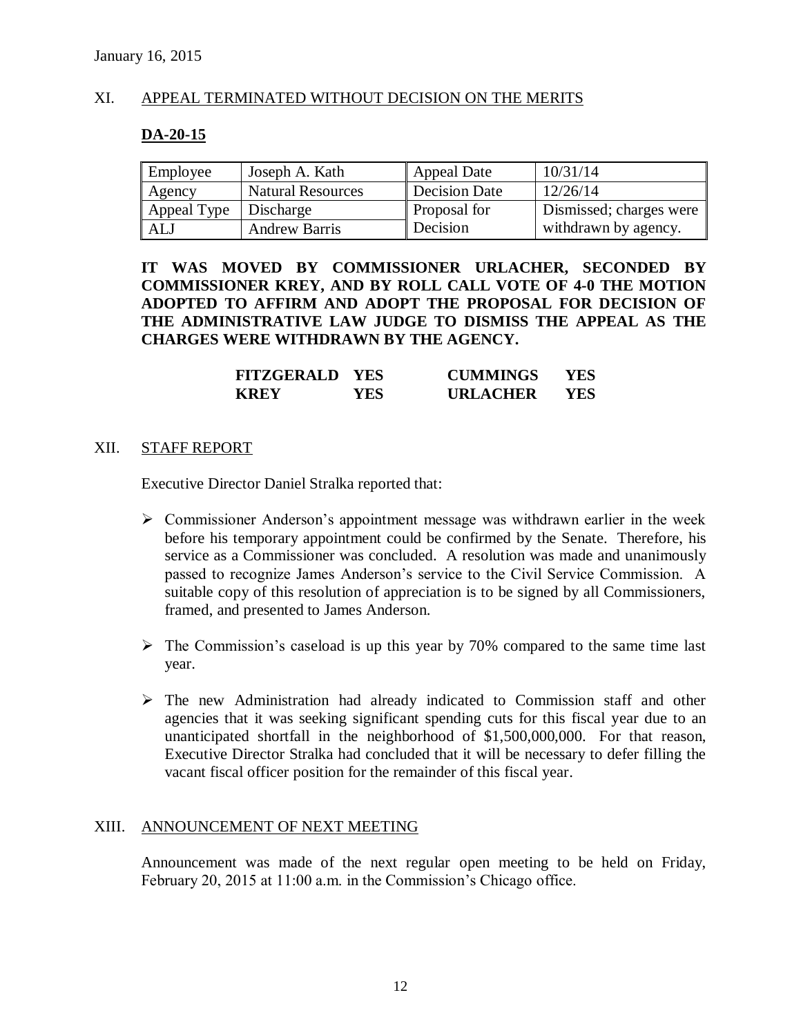January 16, 2015

## XI. APPEAL TERMINATED WITHOUT DECISION ON THE MERITS

### DA-20-15

| Employee | Joseph A. Kath | Appeal Date | 10/31/14 |
|---|---|---|---|
| Agency | Natural Resources | Decision Date | 12/26/14 |
| Appeal Type | Discharge | Proposal for Decision | Dismissed; charges were withdrawn by agency. |
| ALJ | Andrew Barris | | |

**IT WAS MOVED BY COMMISSIONER URLACHER, SECONDED BY COMMISSIONER KREY, AND BY ROLL CALL VOTE OF 4-0 THE MOTION ADOPTED TO AFFIRM AND ADOPT THE PROPOSAL FOR DECISION OF THE ADMINISTRATIVE LAW JUDGE TO DISMISS THE APPEAL AS THE CHARGES WERE WITHDRAWN BY THE AGENCY.**

| | | | |
|---|---|---|---|
| **FITZGERALD** | **YES** | **CUMMINGS** | **YES** |
| **KREY** | **YES** | **URLACHER** | **YES** |

## XII. STAFF REPORT

Executive Director Daniel Stralka reported that:

- Commissioner Anderson's appointment message was withdrawn earlier in the week before his temporary appointment could be confirmed by the Senate. Therefore, his service as a Commissioner was concluded. A resolution was made and unanimously passed to recognize James Anderson's service to the Civil Service Commission. A suitable copy of this resolution of appreciation is to be signed by all Commissioners, framed, and presented to James Anderson.
- The Commission's caseload is up this year by 70% compared to the same time last year.
- The new Administration had already indicated to Commission staff and other agencies that it was seeking significant spending cuts for this fiscal year due to an unanticipated shortfall in the neighborhood of $1,500,000,000. For that reason, Executive Director Stralka had concluded that it will be necessary to defer filling the vacant fiscal officer position for the remainder of this fiscal year.

## XIII. ANNOUNCEMENT OF NEXT MEETING

Announcement was made of the next regular open meeting to be held on Friday, February 20, 2015 at 11:00 a.m. in the Commission's Chicago office.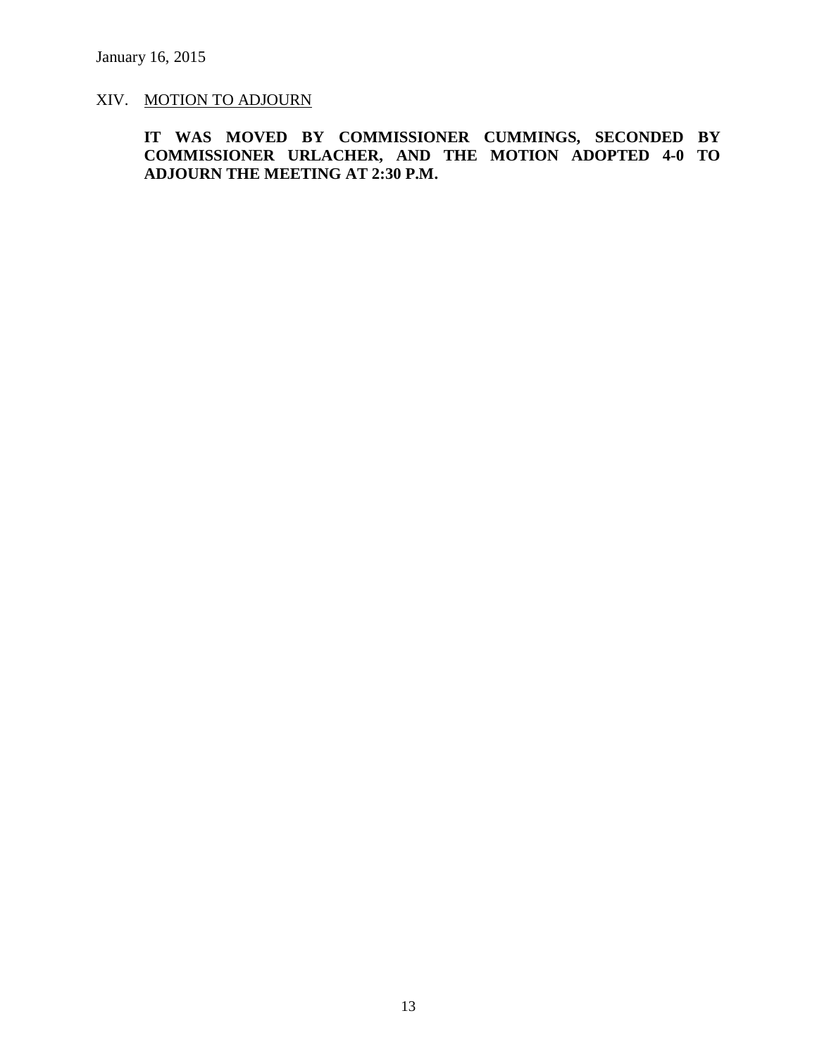XIV. MOTION TO ADJOURN

**IT WAS MOVED BY COMMISSIONER CUMMINGS, SECONDED BY COMMISSIONER URLACHER, AND THE MOTION ADOPTED 4-0 TO ADJOURN THE MEETING AT 2:30 P.M.**